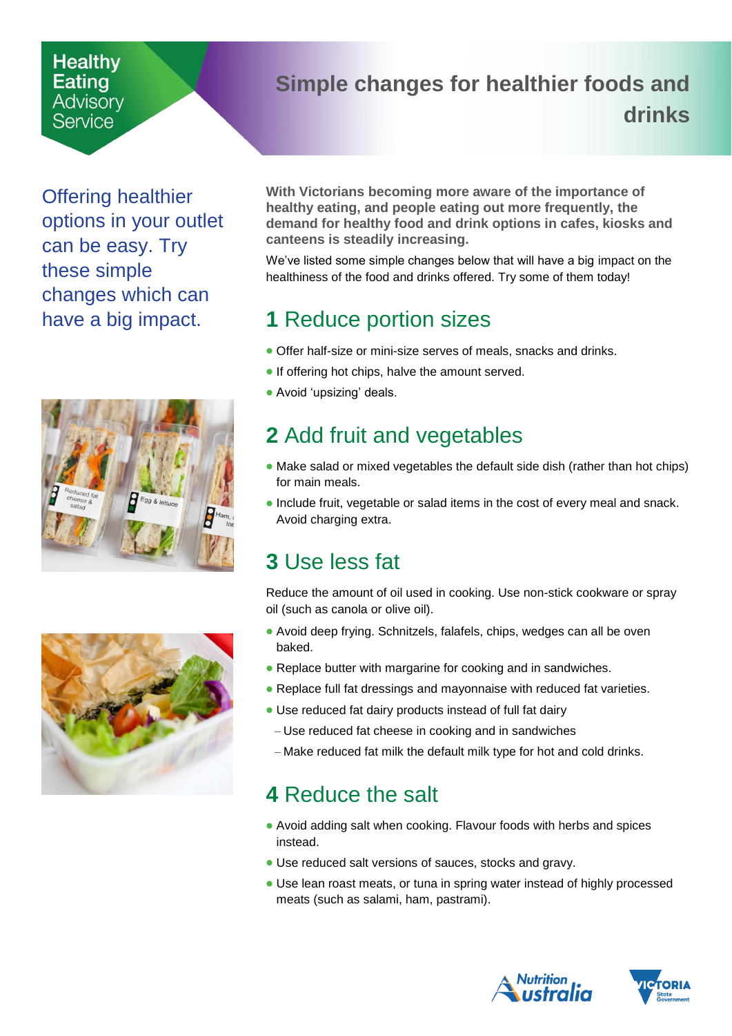Healthy Eating Advisory Service

# Simple changes for healthier foods and drinks

Offering healthier options in your outlet can be easy. Try these simple changes which can have a big impact.

**With Victorians becoming more aware of the importance of healthy eating, and people eating out more frequently, the demand for healthy food and drink options in cafes, kiosks and canteens is steadily increasing.**

We've listed some simple changes below that will have a big impact on the healthiness of the food and drinks offered. Try some of them today!

## **1** Reduce portion sizes

- Offer half-size or mini-size serves of meals, snacks and drinks.
- If offering hot chips, halve the amount served.
- Avoid 'upsizing' deals.

## **2** Add fruit and vegetables

- Make salad or mixed vegetables the default side dish (rather than hot chips) for main meals.
- Include fruit, vegetable or salad items in the cost of every meal and snack. Avoid charging extra.

## **3** Use less fat

Reduce the amount of oil used in cooking. Use non-stick cookware or spray oil (such as canola or olive oil).

- Avoid deep frying. Schnitzels, falafels, chips, wedges can all be oven baked.
- Replace butter with margarine for cooking and in sandwiches.
- Replace full fat dressings and mayonnaise with reduced fat varieties.
- Use reduced fat dairy products instead of full fat dairy
  - Use reduced fat cheese in cooking and in sandwiches
  - Make reduced fat milk the default milk type for hot and cold drinks.

## **4** Reduce the salt

- Avoid adding salt when cooking. Flavour foods with herbs and spices instead.
- Use reduced salt versions of sauces, stocks and gravy.
- Use lean roast meats, or tuna in spring water instead of highly processed meats (such as salami, ham, pastrami).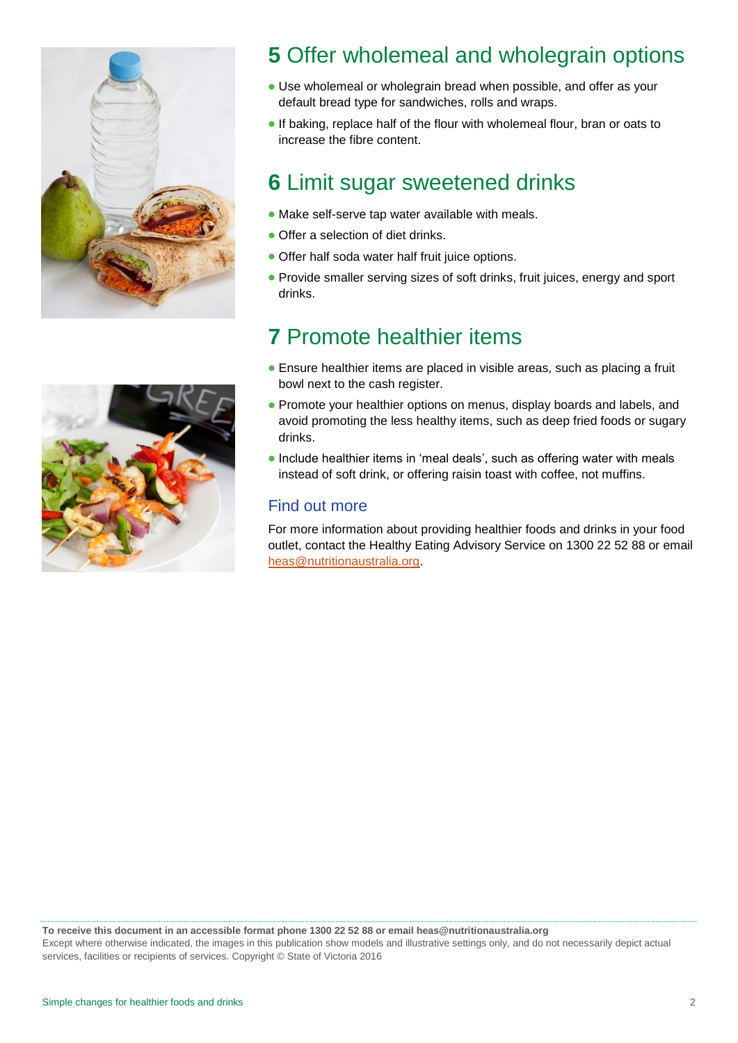## 5 Offer wholemeal and wholegrain options

- Use wholemeal or wholegrain bread when possible, and offer as your default bread type for sandwiches, rolls and wraps.
- If baking, replace half of the flour with wholemeal flour, bran or oats to increase the fibre content.

## 6 Limit sugar sweetened drinks

- Make self-serve tap water available with meals.
- Offer a selection of diet drinks.
- Offer half soda water half fruit juice options.
- Provide smaller serving sizes of soft drinks, fruit juices, energy and sport drinks.

## 7 Promote healthier items

- Ensure healthier items are placed in visible areas, such as placing a fruit bowl next to the cash register.
- Promote your healthier options on menus, display boards and labels, and avoid promoting the less healthy items, such as deep fried foods or sugary drinks.
- Include healthier items in 'meal deals', such as offering water with meals instead of soft drink, or offering raisin toast with coffee, not muffins.

### Find out more

For more information about providing healthier foods and drinks in your food outlet, contact the Healthy Eating Advisory Service on 1300 22 52 88 or email heas@nutritionaustralia.org.

**To receive this document in an accessible format phone 1300 22 52 88 or email heas@nutritionaustralia.org**

Except where otherwise indicated, the images in this publication show models and illustrative settings only, and do not necessarily depict actual services, facilities or recipients of services. Copyright © State of Victoria 2016